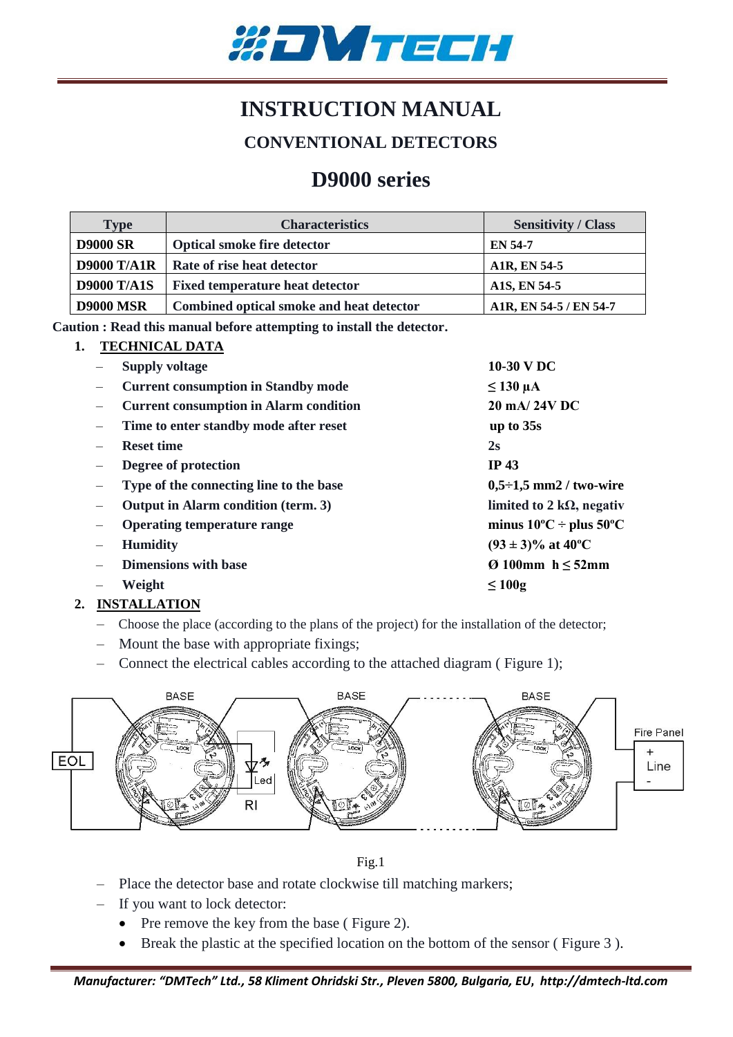# INSTRUCTION MANUAL

## CONVENTIONAL DETECTORS

# D9000 series

| Type | Characteristics | Sensitivity / Class |
|---|---|---|
| **D9000 SR** | **Optical smoke fire detector** | **EN 54-7** |
| **D9000 T/A1R** | **Rate of rise heat detector** | **A1R, EN 54-5** |
| **D9000 T/A1S** | **Fixed temperature heat detector** | **A1S, EN 54-5** |
| **D9000 MSR** | **Combined optical smoke and heat detector** | **A1R, EN 54-5 / EN 54-7** |

**Caution : Read this manual before attempting to install the detector.**

## 1. TECHNICAL DATA

- **Supply voltage** — **10-30 V DC**
- **Current consumption in Standby mode** — **≤ 130 µA**
- **Current consumption in Alarm condition** — **20 mA/ 24V DC**
- **Time to enter standby mode after reset** — **up to 35s**
- **Reset time** — **2s**
- **Degree of protection** — **IP 43**
- **Type of the connecting line to the base** — **0,5÷1,5 mm2 / two-wire**
- **Output in Alarm condition (term. 3)** — **limited to 2 kΩ, negativ**
- **Operating temperature range** — **minus 10ºC ÷ plus 50ºC**
- **Humidity** — **(93 ± 3)% at 40ºC**
- **Dimensions with base** — **Ø 100mm h ≤ 52mm**
- **Weight** — **≤ 100g**

## 2. INSTALLATION

- Choose the place (according to the plans of the project) for the installation of the detector;
- Mount the base with appropriate fixings;
- Connect the electrical cables according to the attached diagram ( Figure 1);

Fig.1

- Place the detector base and rotate clockwise till matching markers;
- If you want to lock detector:
  - Pre remove the key from the base ( Figure 2).
  - Break the plastic at the specified location on the bottom of the sensor ( Figure 3 ).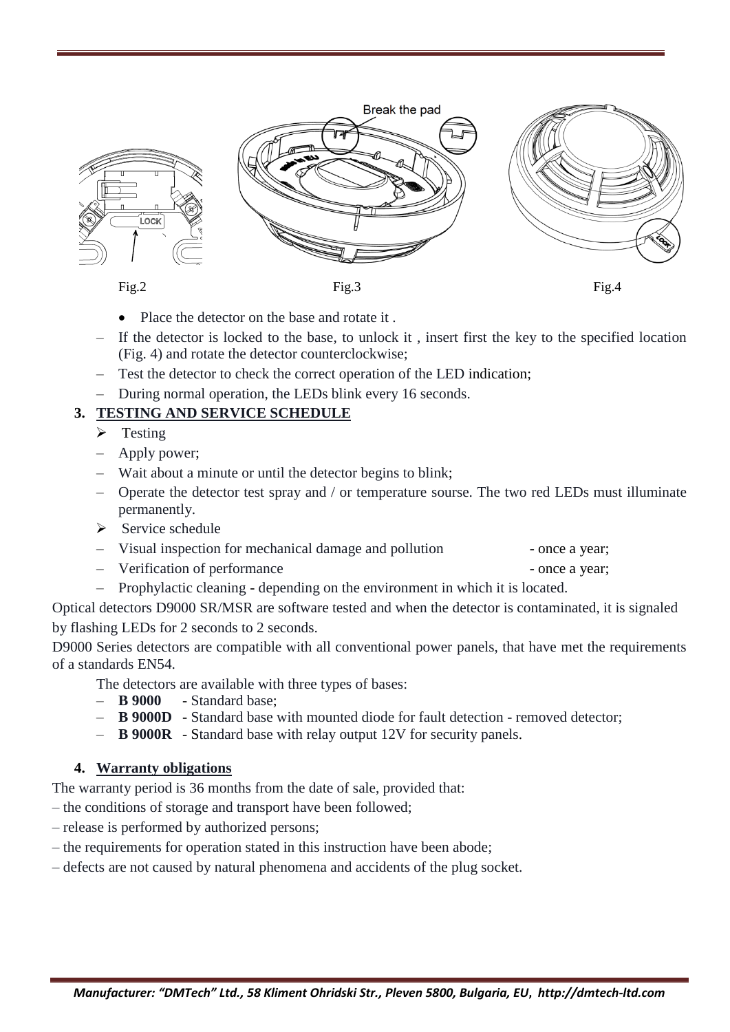Break the pad

LOCK

Fig.2 Fig.3 Fig.4

- Place the detector on the base and rotate it .

- If the detector is locked to the base, to unlock it , insert first the key to the specified location (Fig. 4) and rotate the detector counterclockwise;
- Test the detector to check the correct operation of the LED indication;
- During normal operation, the LEDs blink every 16 seconds.

## 3. TESTING AND SERVICE SCHEDULE

- Testing
- Apply power;
- Wait about a minute or until the detector begins to blink;
- Operate the detector test spray and / or temperature sourse. The two red LEDs must illuminate permanently.
- Service schedule
- Visual inspection for mechanical damage and pollution - once a year;
- Verification of performance - once a year;
- Prophylactic cleaning - depending on the environment in which it is located.

Optical detectors D9000 SR/MSR are software tested and when the detector is contaminated, it is signaled by flashing LEDs for 2 seconds to 2 seconds.

D9000 Series detectors are compatible with all conventional power panels, that have met the requirements of a standards EN54.

The detectors are available with three types of bases:

- **B 9000** - Standard base;
- **B 9000D** - Standard base with mounted diode for fault detection - removed detector;
- **B 9000R** - Standard base with relay output 12V for security panels.

## 4. Warranty obligations

The warranty period is 36 months from the date of sale, provided that:

– the conditions of storage and transport have been followed;

– release is performed by authorized persons;

– the requirements for operation stated in this instruction have been abode;

– defects are not caused by natural phenomena and accidents of the plug socket.